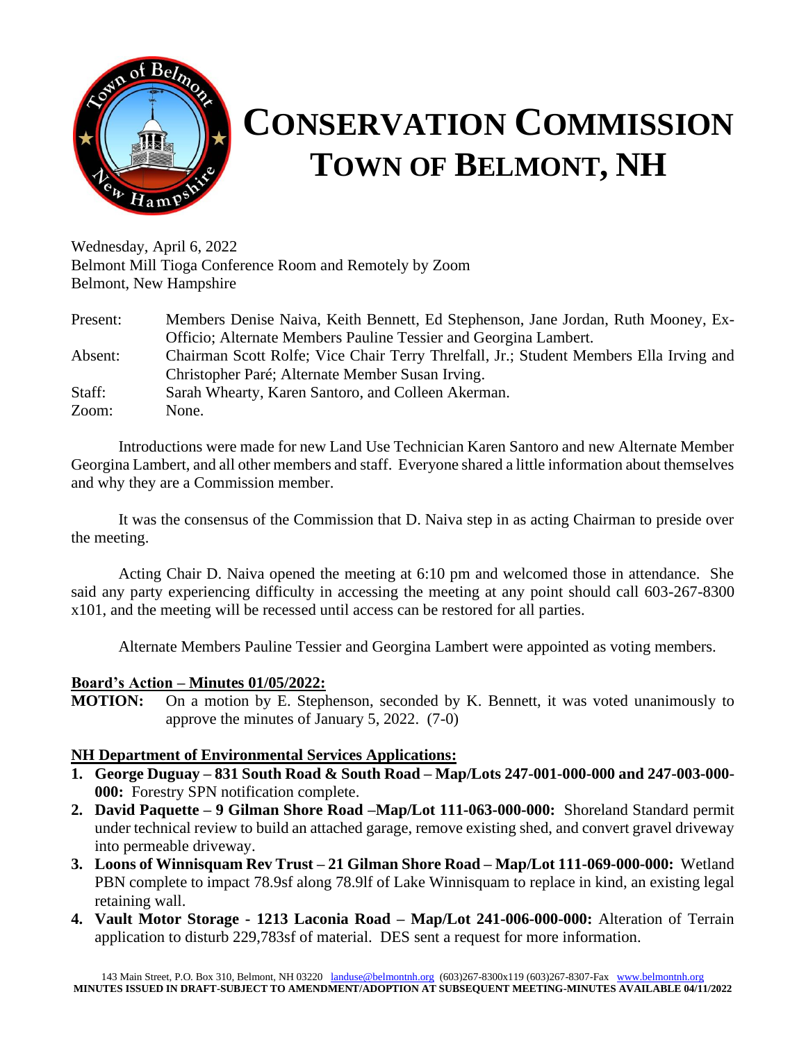# CONSERVATION COMMISSION
# TOWN OF BELMONT, NH

Wednesday, April 6, 2022
Belmont Mill Tioga Conference Room and Remotely by Zoom
Belmont, New Hampshire

Present: Members Denise Naiva, Keith Bennett, Ed Stephenson, Jane Jordan, Ruth Mooney, Ex-Officio; Alternate Members Pauline Tessier and Georgina Lambert.
Absent: Chairman Scott Rolfe; Vice Chair Terry Threlfall, Jr.; Student Members Ella Irving and Christopher Paré; Alternate Member Susan Irving.
Staff: Sarah Whearty, Karen Santoro, and Colleen Akerman.
Zoom: None.

Introductions were made for new Land Use Technician Karen Santoro and new Alternate Member Georgina Lambert, and all other members and staff. Everyone shared a little information about themselves and why they are a Commission member.

It was the consensus of the Commission that D. Naiva step in as acting Chairman to preside over the meeting.

Acting Chair D. Naiva opened the meeting at 6:10 pm and welcomed those in attendance. She said any party experiencing difficulty in accessing the meeting at any point should call 603-267-8300 x101, and the meeting will be recessed until access can be restored for all parties.

Alternate Members Pauline Tessier and Georgina Lambert were appointed as voting members.

**Board's Action – Minutes 01/05/2022:**

**MOTION:** On a motion by E. Stephenson, seconded by K. Bennett, it was voted unanimously to approve the minutes of January 5, 2022. (7-0)

**NH Department of Environmental Services Applications:**

1. **George Duguay – 831 South Road & South Road – Map/Lots 247-001-000-000 and 247-003-000-000:** Forestry SPN notification complete.
2. **David Paquette – 9 Gilman Shore Road –Map/Lot 111-063-000-000:** Shoreland Standard permit under technical review to build an attached garage, remove existing shed, and convert gravel driveway into permeable driveway.
3. **Loons of Winnisquam Rev Trust – 21 Gilman Shore Road – Map/Lot 111-069-000-000:** Wetland PBN complete to impact 78.9sf along 78.9lf of Lake Winnisquam to replace in kind, an existing legal retaining wall.
4. **Vault Motor Storage - 1213 Laconia Road – Map/Lot 241-006-000-000:** Alteration of Terrain application to disturb 229,783sf of material. DES sent a request for more information.

143 Main Street, P.O. Box 310, Belmont, NH 03220 landuse@belmontnh.org (603)267-8300x119 (603)267-8307-Fax www.belmontnh.org
**MINUTES ISSUED IN DRAFT-SUBJECT TO AMENDMENT/ADOPTION AT SUBSEQUENT MEETING-MINUTES AVAILABLE 04/11/2022**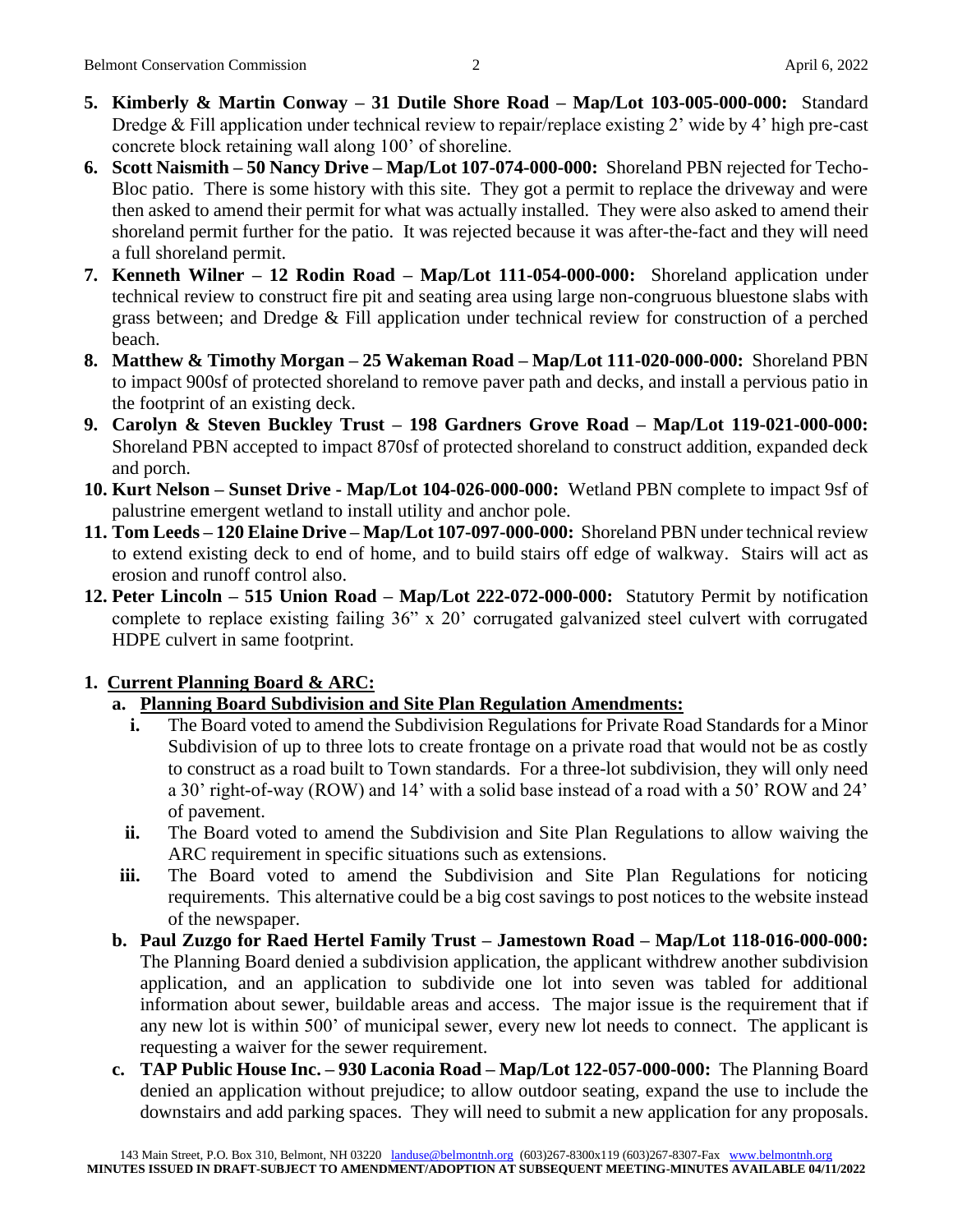5. **Kimberly & Martin Conway – 31 Dutile Shore Road – Map/Lot 103-005-000-000:** Standard Dredge & Fill application under technical review to repair/replace existing 2' wide by 4' high pre-cast concrete block retaining wall along 100' of shoreline.
6. **Scott Naismith – 50 Nancy Drive – Map/Lot 107-074-000-000:** Shoreland PBN rejected for Techo-Bloc patio. There is some history with this site. They got a permit to replace the driveway and were then asked to amend their permit for what was actually installed. They were also asked to amend their shoreland permit further for the patio. It was rejected because it was after-the-fact and they will need a full shoreland permit.
7. **Kenneth Wilner – 12 Rodin Road – Map/Lot 111-054-000-000:** Shoreland application under technical review to construct fire pit and seating area using large non-congruous bluestone slabs with grass between; and Dredge & Fill application under technical review for construction of a perched beach.
8. **Matthew & Timothy Morgan – 25 Wakeman Road – Map/Lot 111-020-000-000:** Shoreland PBN to impact 900sf of protected shoreland to remove paver path and decks, and install a pervious patio in the footprint of an existing deck.
9. **Carolyn & Steven Buckley Trust – 198 Gardners Grove Road – Map/Lot 119-021-000-000:** Shoreland PBN accepted to impact 870sf of protected shoreland to construct addition, expanded deck and porch.
10. **Kurt Nelson – Sunset Drive - Map/Lot 104-026-000-000:** Wetland PBN complete to impact 9sf of palustrine emergent wetland to install utility and anchor pole.
11. **Tom Leeds – 120 Elaine Drive – Map/Lot 107-097-000-000:** Shoreland PBN under technical review to extend existing deck to end of home, and to build stairs off edge of walkway. Stairs will act as erosion and runoff control also.
12. **Peter Lincoln – 515 Union Road – Map/Lot 222-072-000-000:** Statutory Permit by notification complete to replace existing failing 36" x 20' corrugated galvanized steel culvert with corrugated HDPE culvert in same footprint.

1. **Current Planning Board & ARC:**
   a. **Planning Board Subdivision and Site Plan Regulation Amendments:**
      i. The Board voted to amend the Subdivision Regulations for Private Road Standards for a Minor Subdivision of up to three lots to create frontage on a private road that would not be as costly to construct as a road built to Town standards. For a three-lot subdivision, they will only need a 30' right-of-way (ROW) and 14' with a solid base instead of a road with a 50' ROW and 24' of pavement.
      ii. The Board voted to amend the Subdivision and Site Plan Regulations to allow waiving the ARC requirement in specific situations such as extensions.
      iii. The Board voted to amend the Subdivision and Site Plan Regulations for noticing requirements. This alternative could be a big cost savings to post notices to the website instead of the newspaper.

   b. **Paul Zuzgo for Raed Hertel Family Trust – Jamestown Road – Map/Lot 118-016-000-000:** The Planning Board denied a subdivision application, the applicant withdrew another subdivision application, and an application to subdivide one lot into seven was tabled for additional information about sewer, buildable areas and access. The major issue is the requirement that if any new lot is within 500' of municipal sewer, every new lot needs to connect. The applicant is requesting a waiver for the sewer requirement.

   c. **TAP Public House Inc. – 930 Laconia Road – Map/Lot 122-057-000-000:** The Planning Board denied an application without prejudice; to allow outdoor seating, expand the use to include the downstairs and add parking spaces. They will need to submit a new application for any proposals.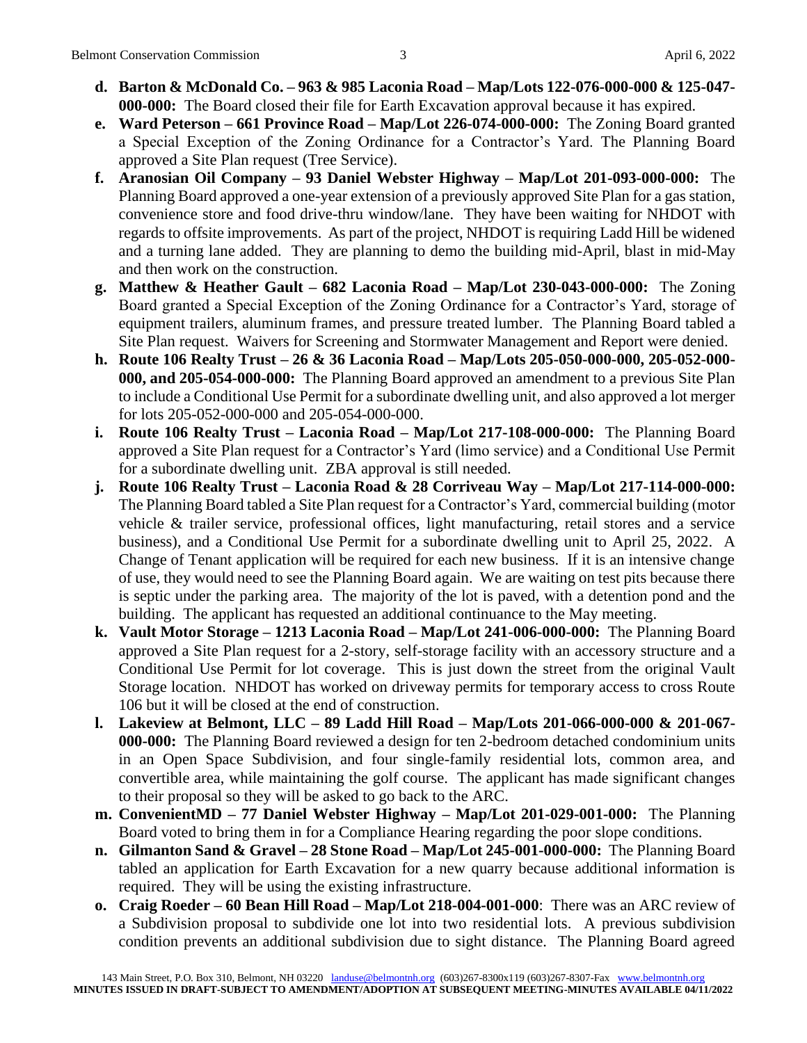- d. **Barton & McDonald Co. – 963 & 985 Laconia Road – Map/Lots 122-076-000-000 & 125-047-000-000:** The Board closed their file for Earth Excavation approval because it has expired.
- e. **Ward Peterson – 661 Province Road – Map/Lot 226-074-000-000:** The Zoning Board granted a Special Exception of the Zoning Ordinance for a Contractor's Yard. The Planning Board approved a Site Plan request (Tree Service).
- f. **Aranosian Oil Company – 93 Daniel Webster Highway – Map/Lot 201-093-000-000:** The Planning Board approved a one-year extension of a previously approved Site Plan for a gas station, convenience store and food drive-thru window/lane. They have been waiting for NHDOT with regards to offsite improvements. As part of the project, NHDOT is requiring Ladd Hill be widened and a turning lane added. They are planning to demo the building mid-April, blast in mid-May and then work on the construction.
- g. **Matthew & Heather Gault – 682 Laconia Road – Map/Lot 230-043-000-000:** The Zoning Board granted a Special Exception of the Zoning Ordinance for a Contractor's Yard, storage of equipment trailers, aluminum frames, and pressure treated lumber. The Planning Board tabled a Site Plan request. Waivers for Screening and Stormwater Management and Report were denied.
- h. **Route 106 Realty Trust – 26 & 36 Laconia Road – Map/Lots 205-050-000-000, 205-052-000-000, and 205-054-000-000:** The Planning Board approved an amendment to a previous Site Plan to include a Conditional Use Permit for a subordinate dwelling unit, and also approved a lot merger for lots 205-052-000-000 and 205-054-000-000.
- i. **Route 106 Realty Trust – Laconia Road – Map/Lot 217-108-000-000:** The Planning Board approved a Site Plan request for a Contractor's Yard (limo service) and a Conditional Use Permit for a subordinate dwelling unit. ZBA approval is still needed.
- j. **Route 106 Realty Trust – Laconia Road & 28 Corriveau Way – Map/Lot 217-114-000-000:** The Planning Board tabled a Site Plan request for a Contractor's Yard, commercial building (motor vehicle & trailer service, professional offices, light manufacturing, retail stores and a service business), and a Conditional Use Permit for a subordinate dwelling unit to April 25, 2022. A Change of Tenant application will be required for each new business. If it is an intensive change of use, they would need to see the Planning Board again. We are waiting on test pits because there is septic under the parking area. The majority of the lot is paved, with a detention pond and the building. The applicant has requested an additional continuance to the May meeting.
- k. **Vault Motor Storage – 1213 Laconia Road – Map/Lot 241-006-000-000:** The Planning Board approved a Site Plan request for a 2-story, self-storage facility with an accessory structure and a Conditional Use Permit for lot coverage. This is just down the street from the original Vault Storage location. NHDOT has worked on driveway permits for temporary access to cross Route 106 but it will be closed at the end of construction.
- l. **Lakeview at Belmont, LLC – 89 Ladd Hill Road – Map/Lots 201-066-000-000 & 201-067-000-000:** The Planning Board reviewed a design for ten 2-bedroom detached condominium units in an Open Space Subdivision, and four single-family residential lots, common area, and convertible area, while maintaining the golf course. The applicant has made significant changes to their proposal so they will be asked to go back to the ARC.
- m. **ConvenientMD – 77 Daniel Webster Highway – Map/Lot 201-029-001-000:** The Planning Board voted to bring them in for a Compliance Hearing regarding the poor slope conditions.
- n. **Gilmanton Sand & Gravel – 28 Stone Road – Map/Lot 245-001-000-000:** The Planning Board tabled an application for Earth Excavation for a new quarry because additional information is required. They will be using the existing infrastructure.
- o. **Craig Roeder – 60 Bean Hill Road – Map/Lot 218-004-001-000**: There was an ARC review of a Subdivision proposal to subdivide one lot into two residential lots. A previous subdivision condition prevents an additional subdivision due to sight distance. The Planning Board agreed

143 Main Street, P.O. Box 310, Belmont, NH 03220 landuse@belmontnh.org (603)267-8300x119 (603)267-8307-Fax www.belmontnh.org
**MINUTES ISSUED IN DRAFT-SUBJECT TO AMENDMENT/ADOPTION AT SUBSEQUENT MEETING-MINUTES AVAILABLE 04/11/2022**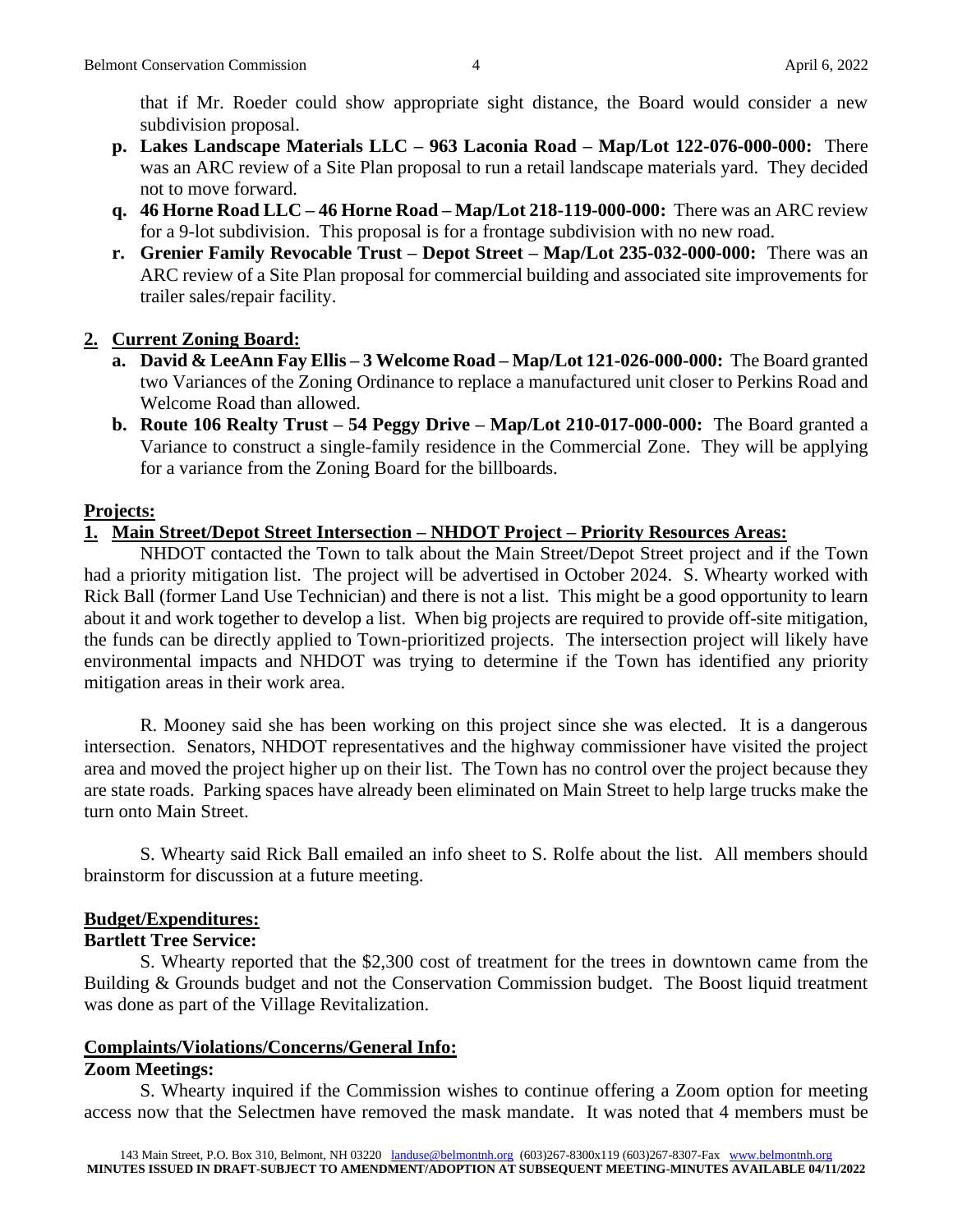that if Mr. Roeder could show appropriate sight distance, the Board would consider a new subdivision proposal.

p. **Lakes Landscape Materials LLC – 963 Laconia Road – Map/Lot 122-076-000-000:** There was an ARC review of a Site Plan proposal to run a retail landscape materials yard. They decided not to move forward.
q. **46 Horne Road LLC – 46 Horne Road – Map/Lot 218-119-000-000:** There was an ARC review for a 9-lot subdivision. This proposal is for a frontage subdivision with no new road.
r. **Grenier Family Revocable Trust – Depot Street – Map/Lot 235-032-000-000:** There was an ARC review of a Site Plan proposal for commercial building and associated site improvements for trailer sales/repair facility.

**2. Current Zoning Board:**

a. **David & LeeAnn Fay Ellis – 3 Welcome Road – Map/Lot 121-026-000-000:** The Board granted two Variances of the Zoning Ordinance to replace a manufactured unit closer to Perkins Road and Welcome Road than allowed.
b. **Route 106 Realty Trust – 54 Peggy Drive – Map/Lot 210-017-000-000:** The Board granted a Variance to construct a single-family residence in the Commercial Zone. They will be applying for a variance from the Zoning Board for the billboards.

**Projects:**

**1. Main Street/Depot Street Intersection – NHDOT Project – Priority Resources Areas:**

NHDOT contacted the Town to talk about the Main Street/Depot Street project and if the Town had a priority mitigation list. The project will be advertised in October 2024. S. Whearty worked with Rick Ball (former Land Use Technician) and there is not a list. This might be a good opportunity to learn about it and work together to develop a list. When big projects are required to provide off-site mitigation, the funds can be directly applied to Town-prioritized projects. The intersection project will likely have environmental impacts and NHDOT was trying to determine if the Town has identified any priority mitigation areas in their work area.

R. Mooney said she has been working on this project since she was elected. It is a dangerous intersection. Senators, NHDOT representatives and the highway commissioner have visited the project area and moved the project higher up on their list. The Town has no control over the project because they are state roads. Parking spaces have already been eliminated on Main Street to help large trucks make the turn onto Main Street.

S. Whearty said Rick Ball emailed an info sheet to S. Rolfe about the list. All members should brainstorm for discussion at a future meeting.

**Budget/Expenditures:**

**Bartlett Tree Service:**

S. Whearty reported that the $2,300 cost of treatment for the trees in downtown came from the Building & Grounds budget and not the Conservation Commission budget. The Boost liquid treatment was done as part of the Village Revitalization.

**Complaints/Violations/Concerns/General Info:**

**Zoom Meetings:**

S. Whearty inquired if the Commission wishes to continue offering a Zoom option for meeting access now that the Selectmen have removed the mask mandate. It was noted that 4 members must be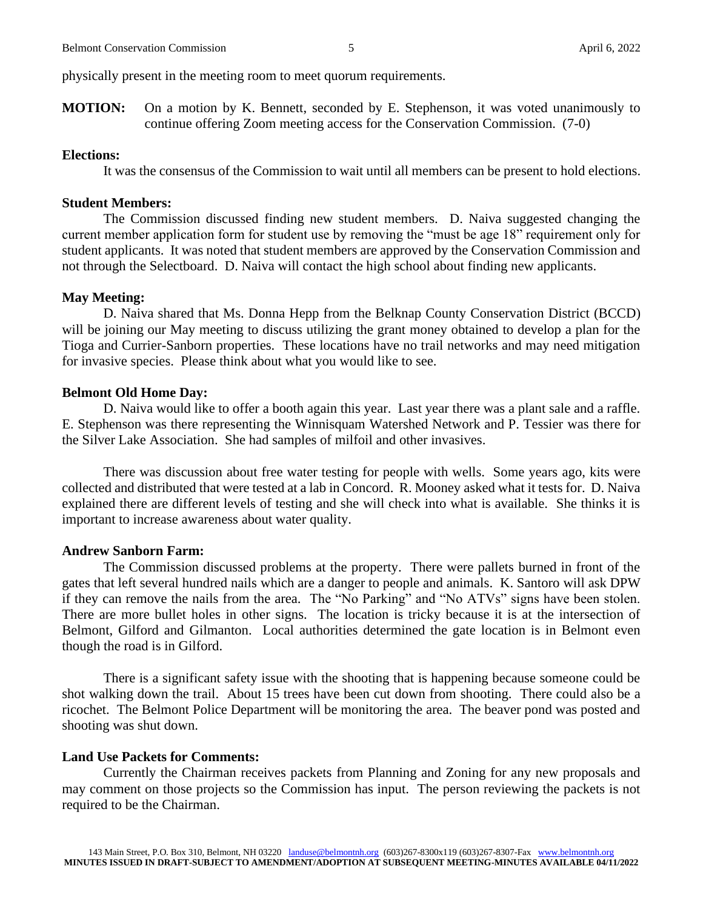physically present in the meeting room to meet quorum requirements.

**MOTION:** On a motion by K. Bennett, seconded by E. Stephenson, it was voted unanimously to continue offering Zoom meeting access for the Conservation Commission. (7-0)

**Elections:**

It was the consensus of the Commission to wait until all members can be present to hold elections.

**Student Members:**

The Commission discussed finding new student members. D. Naiva suggested changing the current member application form for student use by removing the "must be age 18" requirement only for student applicants. It was noted that student members are approved by the Conservation Commission and not through the Selectboard. D. Naiva will contact the high school about finding new applicants.

**May Meeting:**

D. Naiva shared that Ms. Donna Hepp from the Belknap County Conservation District (BCCD) will be joining our May meeting to discuss utilizing the grant money obtained to develop a plan for the Tioga and Currier-Sanborn properties. These locations have no trail networks and may need mitigation for invasive species. Please think about what you would like to see.

**Belmont Old Home Day:**

D. Naiva would like to offer a booth again this year. Last year there was a plant sale and a raffle. E. Stephenson was there representing the Winnisquam Watershed Network and P. Tessier was there for the Silver Lake Association. She had samples of milfoil and other invasives.

There was discussion about free water testing for people with wells. Some years ago, kits were collected and distributed that were tested at a lab in Concord. R. Mooney asked what it tests for. D. Naiva explained there are different levels of testing and she will check into what is available. She thinks it is important to increase awareness about water quality.

**Andrew Sanborn Farm:**

The Commission discussed problems at the property. There were pallets burned in front of the gates that left several hundred nails which are a danger to people and animals. K. Santoro will ask DPW if they can remove the nails from the area. The "No Parking" and "No ATVs" signs have been stolen. There are more bullet holes in other signs. The location is tricky because it is at the intersection of Belmont, Gilford and Gilmanton. Local authorities determined the gate location is in Belmont even though the road is in Gilford.

There is a significant safety issue with the shooting that is happening because someone could be shot walking down the trail. About 15 trees have been cut down from shooting. There could also be a ricochet. The Belmont Police Department will be monitoring the area. The beaver pond was posted and shooting was shut down.

**Land Use Packets for Comments:**

Currently the Chairman receives packets from Planning and Zoning for any new proposals and may comment on those projects so the Commission has input. The person reviewing the packets is not required to be the Chairman.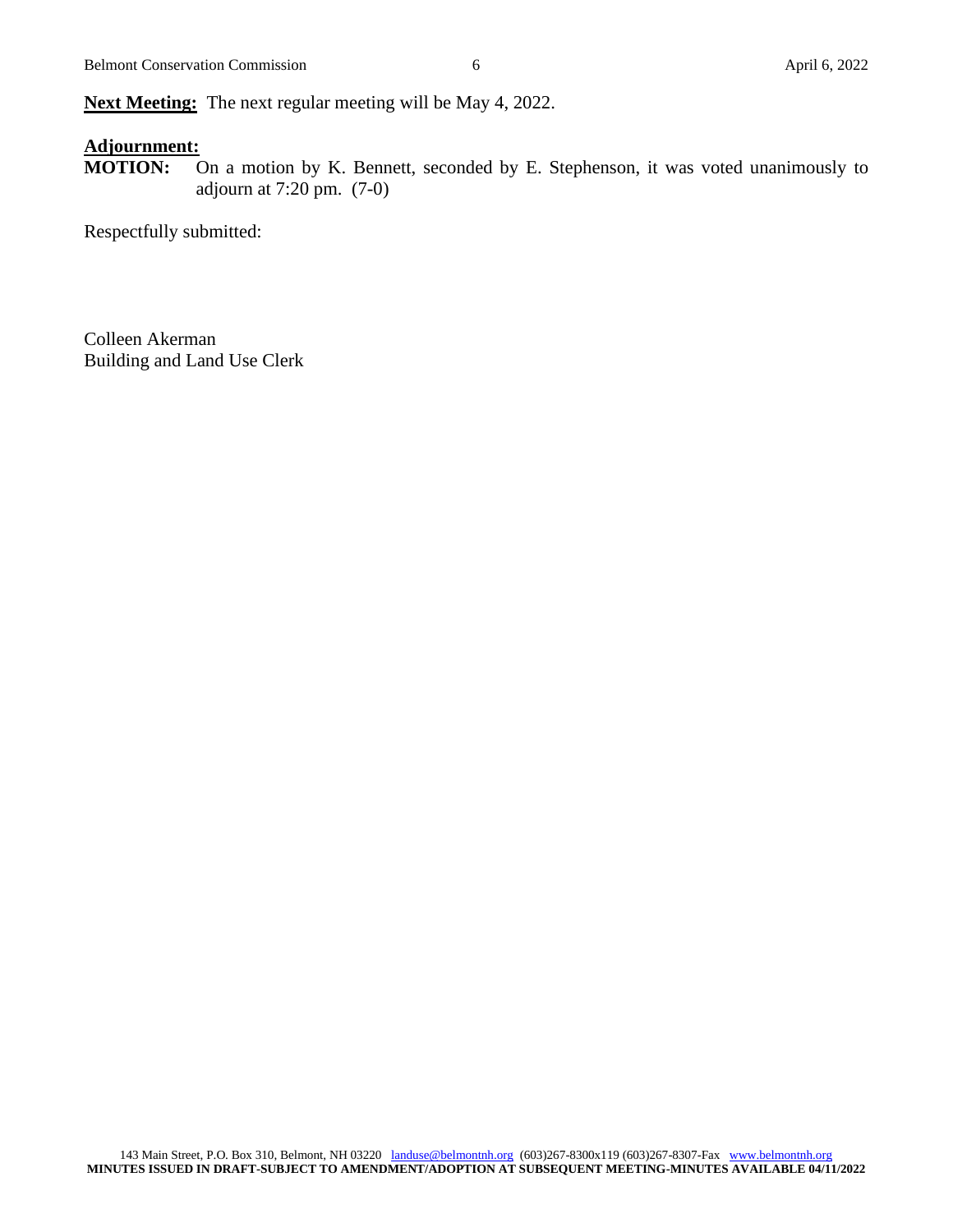**Next Meeting:** The next regular meeting will be May 4, 2022.

**Adjournment:**

**MOTION:** On a motion by K. Bennett, seconded by E. Stephenson, it was voted unanimously to adjourn at 7:20 pm. (7-0)

Respectfully submitted:

Colleen Akerman
Building and Land Use Clerk

143 Main Street, P.O. Box 310, Belmont, NH 03220 landuse@belmontnh.org (603)267-8300x119 (603)267-8307-Fax www.belmontnh.org
**MINUTES ISSUED IN DRAFT-SUBJECT TO AMENDMENT/ADOPTION AT SUBSEQUENT MEETING-MINUTES AVAILABLE 04/11/2022**